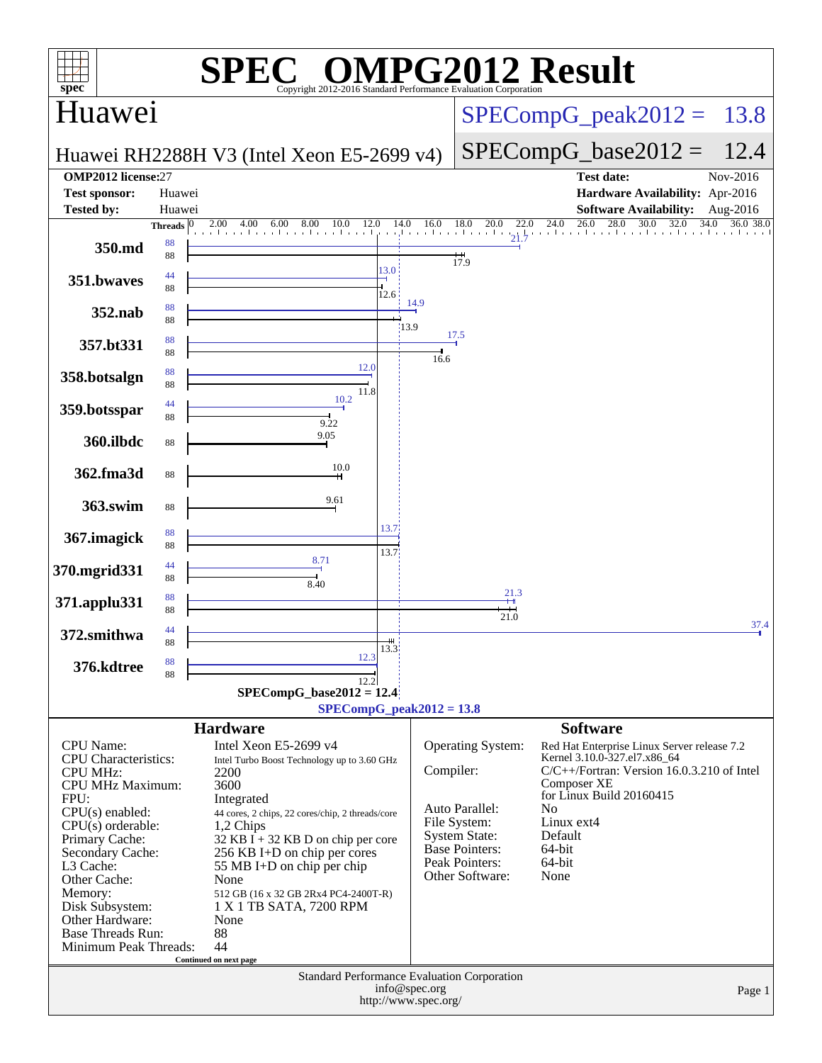# SPEC OMPG2012 Result

Copyright 2012-2016 Standard Performance Evaluation Corporation

## Huawei

**Huawei RH2288H V3 (Intel Xeon E5-2699 v4)**

SPECompG_peak2012 = 13.8

SPECompG_base2012 = 12.4

| | | | |
|---|---|---|---|
| **OMP2012 license:** | 27 | **Test date:** | Nov-2016 |
| **Test sponsor:** | Huawei | **Hardware Availability:** | Apr-2016 |
| **Tested by:** | Huawei | **Software Availability:** | Aug-2016 |

| Benchmark | Peak Threads | Peak Ratio | Base Threads | Base Ratio |
|---|---|---|---|---|
| 350.md | 88 | 21.7 | 88 | 17.9 |
| 351.bwaves | 44 | 13.0 | 88 | 12.6 |
| 352.nab | 88 | 14.9 | 88 | 13.9 |
| 357.bt331 | 88 | 17.5 | 88 | 16.6 |
| 358.botsalgn | 88 | 12.0 | 88 | 11.8 |
| 359.botsspar | 44 | 10.2 | 88 | 9.22 |
| 360.ilbdc | | | 88 | 9.05 |
| 362.fma3d | | | 88 | 10.0 |
| 363.swim | | | 88 | 9.61 |
| 367.imagick | 88 | 13.7 | 88 | 13.7 |
| 370.mgrid331 | 44 | 8.71 | 88 | 8.40 |
| 371.applu331 | 88 | 21.3 | 88 | 21.0 |
| 372.smithwa | 44 | 37.4 | 88 | 13.3 |
| 376.kdtree | 88 | 12.3 | 88 | 12.2 |

SPECompG_base2012 = 12.4

SPECompG_peak2012 = 13.8

### Hardware

| | |
|---|---|
| CPU Name: | Intel Xeon E5-2699 v4 |
| CPU Characteristics: | Intel Turbo Boost Technology up to 3.60 GHz |
| CPU MHz: | 2200 |
| CPU MHz Maximum: | 3600 |
| FPU: | Integrated |
| CPU(s) enabled: | 44 cores, 2 chips, 22 cores/chip, 2 threads/core |
| CPU(s) orderable: | 1,2 Chips |
| Primary Cache: | 32 KB I + 32 KB D on chip per core |
| Secondary Cache: | 256 KB I+D on chip per cores |
| L3 Cache: | 55 MB I+D on chip per chip |
| Other Cache: | None |
| Memory: | 512 GB (16 x 32 GB 2Rx4 PC4-2400T-R) |
| Disk Subsystem: | 1 X 1 TB SATA, 7200 RPM |
| Other Hardware: | None |
| Base Threads Run: | 88 |
| Minimum Peak Threads: | 44 |

Continued on next page

### Software

| | |
|---|---|
| Operating System: | Red Hat Enterprise Linux Server release 7.2 Kernel 3.10.0-327.el7.x86_64 |
| Compiler: | C/C++/Fortran: Version 16.0.3.210 of Intel Composer XE for Linux Build 20160415 |
| Auto Parallel: | No |
| File System: | Linux ext4 |
| System State: | Default |
| Base Pointers: | 64-bit |
| Peak Pointers: | 64-bit |
| Other Software: | None |

Standard Performance Evaluation Corporation
info@spec.org
http://www.spec.org/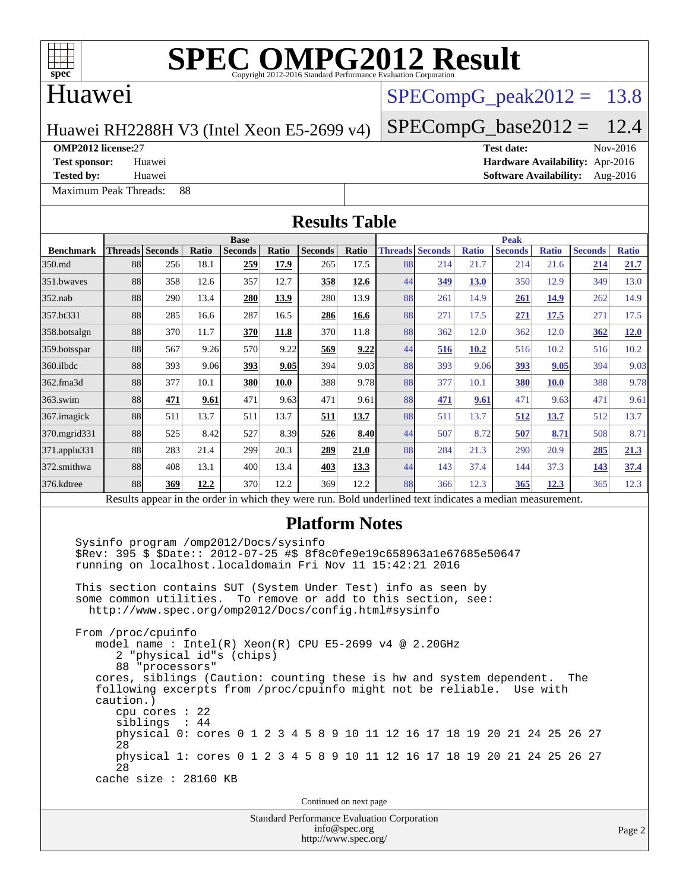# SPEC OMPG2012 Result

Copyright 2012-2016 Standard Performance Evaluation Corporation

## Huawei

Huawei RH2288H V3 (Intel Xeon E5-2699 v4)

SPECompG_peak2012 = 13.8

SPECompG_base2012 = 12.4

**OMP2012 license:** 27 | **Test date:** Nov-2016
**Test sponsor:** Huawei | **Hardware Availability:** Apr-2016
**Tested by:** Huawei | **Software Availability:** Aug-2016

Maximum Peak Threads: 88

## Results Table

| Benchmark | Base | | | | | | | Peak | | | | | | |
|---|---|---|---|---|---|---|---|---|---|---|---|---|---|---|
| | Threads | Seconds | Ratio | Seconds | Ratio | Seconds | Ratio | Threads | Seconds | Ratio | Seconds | Ratio | Seconds | Ratio |
| 350.md | 88 | 256 | 18.1 | **259** | **17.9** | 265 | 17.5 | 88 | 214 | 21.7 | 214 | 21.6 | **214** | **21.7** |
| 351.bwaves | 88 | 358 | 12.6 | 357 | 12.7 | **358** | **12.6** | 44 | **349** | **13.0** | 350 | 12.9 | 349 | 13.0 |
| 352.nab | 88 | 290 | 13.4 | **280** | **13.9** | 280 | 13.9 | 88 | 261 | 14.9 | **261** | **14.9** | 262 | 14.9 |
| 357.bt331 | 88 | 285 | 16.6 | 287 | 16.5 | **286** | **16.6** | 88 | 271 | 17.5 | **271** | **17.5** | 271 | 17.5 |
| 358.botsalgn | 88 | 370 | 11.7 | **370** | **11.8** | 370 | 11.8 | 88 | 362 | 12.0 | 362 | 12.0 | **362** | **12.0** |
| 359.botsspar | 88 | 567 | 9.26 | 570 | 9.22 | **569** | **9.22** | 44 | **516** | **10.2** | 516 | 10.2 | 516 | 10.2 |
| 360.ilbdc | 88 | 393 | 9.06 | **393** | **9.05** | 394 | 9.03 | 88 | 393 | 9.06 | **393** | **9.05** | 394 | 9.03 |
| 362.fma3d | 88 | 377 | 10.1 | **380** | **10.0** | 388 | 9.78 | 88 | 377 | 10.1 | **380** | **10.0** | 388 | 9.78 |
| 363.swim | 88 | **471** | **9.61** | 471 | 9.63 | 471 | 9.61 | 88 | **471** | **9.61** | 471 | 9.63 | 471 | 9.61 |
| 367.imagick | 88 | 511 | 13.7 | 511 | 13.7 | **511** | **13.7** | 88 | 511 | 13.7 | **512** | **13.7** | 512 | 13.7 |
| 370.mgrid331 | 88 | 525 | 8.42 | 527 | 8.39 | **526** | **8.40** | 44 | 507 | 8.72 | **507** | **8.71** | 508 | 8.71 |
| 371.applu331 | 88 | 283 | 21.4 | 299 | 20.3 | **289** | **21.0** | 88 | 284 | 21.3 | 290 | 20.9 | **285** | **21.3** |
| 372.smithwa | 88 | 408 | 13.1 | 400 | 13.4 | **403** | **13.3** | 44 | 143 | 37.4 | 144 | 37.3 | **143** | **37.4** |
| 376.kdtree | 88 | **369** | **12.2** | 370 | 12.2 | 369 | 12.2 | 88 | 366 | 12.3 | **365** | **12.3** | 365 | 12.3 |

Results appear in the order in which they were run. Bold underlined text indicates a median measurement.

## Platform Notes

```
Sysinfo program /omp2012/Docs/sysinfo
$Rev: 395 $ $Date:: 2012-07-25 #$ 8f8c0fe9e19c658963a1e67685e50647
running on localhost.localdomain Fri Nov 11 15:42:21 2016

This section contains SUT (System Under Test) info as seen by
some common utilities.  To remove or add to this section, see:
  http://www.spec.org/omp2012/Docs/config.html#sysinfo

From /proc/cpuinfo
   model name : Intel(R) Xeon(R) CPU E5-2699 v4 @ 2.20GHz
      2 "physical id"s (chips)
      88 "processors"
   cores, siblings (Caution: counting these is hw and system dependent.  The
   following excerpts from /proc/cpuinfo might not be reliable.  Use with
   caution.)
      cpu cores : 22
      siblings  : 44
      physical 0: cores 0 1 2 3 4 5 8 9 10 11 12 16 17 18 19 20 21 24 25 26 27
      28
      physical 1: cores 0 1 2 3 4 5 8 9 10 11 12 16 17 18 19 20 21 24 25 26 27
      28
   cache size : 28160 KB
```

Continued on next page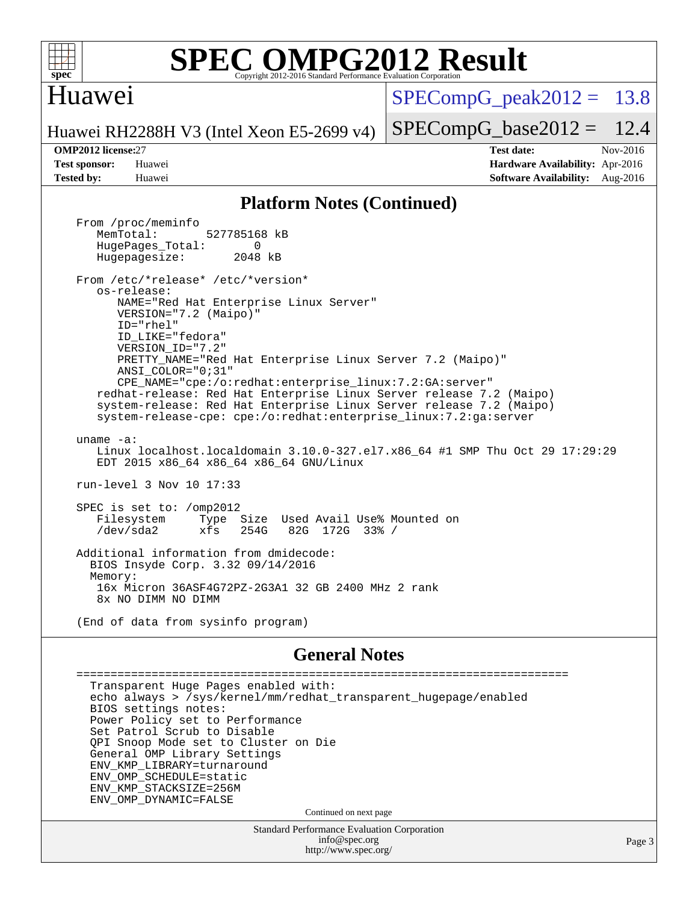## Platform Notes (Continued)

```
From /proc/meminfo
   MemTotal:       527785168 kB
   HugePages_Total:       0
   Hugepagesize:       2048 kB

From /etc/*release* /etc/*version*
   os-release:
      NAME="Red Hat Enterprise Linux Server"
      VERSION="7.2 (Maipo)"
      ID="rhel"
      ID_LIKE="fedora"
      VERSION_ID="7.2"
      PRETTY_NAME="Red Hat Enterprise Linux Server 7.2 (Maipo)"
      ANSI_COLOR="0;31"
      CPE_NAME="cpe:/o:redhat:enterprise_linux:7.2:GA:server"
   redhat-release: Red Hat Enterprise Linux Server release 7.2 (Maipo)
   system-release: Red Hat Enterprise Linux Server release 7.2 (Maipo)
   system-release-cpe: cpe:/o:redhat:enterprise_linux:7.2:ga:server

uname -a:
   Linux localhost.localdomain 3.10.0-327.el7.x86_64 #1 SMP Thu Oct 29 17:29:29
   EDT 2015 x86_64 x86_64 x86_64 GNU/Linux

run-level 3 Nov 10 17:33

SPEC is set to: /omp2012
   Filesystem     Type  Size  Used Avail Use% Mounted on
   /dev/sda2      xfs   254G   82G  172G  33% /

Additional information from dmidecode:
  BIOS Insyde Corp. 3.32 09/14/2016
  Memory:
   16x Micron 36ASF4G72PZ-2G3A1 32 GB 2400 MHz 2 rank
   8x NO DIMM NO DIMM

(End of data from sysinfo program)
```

## General Notes

```
========================================================================
  Transparent Huge Pages enabled with:
  echo always > /sys/kernel/mm/redhat_transparent_hugepage/enabled
  BIOS settings notes:
  Power Policy set to Performance
  Set Patrol Scrub to Disable
  QPI Snoop Mode set to Cluster on Die
  General OMP Library Settings
  ENV_KMP_LIBRARY=turnaround
  ENV_OMP_SCHEDULE=static
  ENV_KMP_STACKSIZE=256M
  ENV_OMP_DYNAMIC=FALSE
```

Continued on next page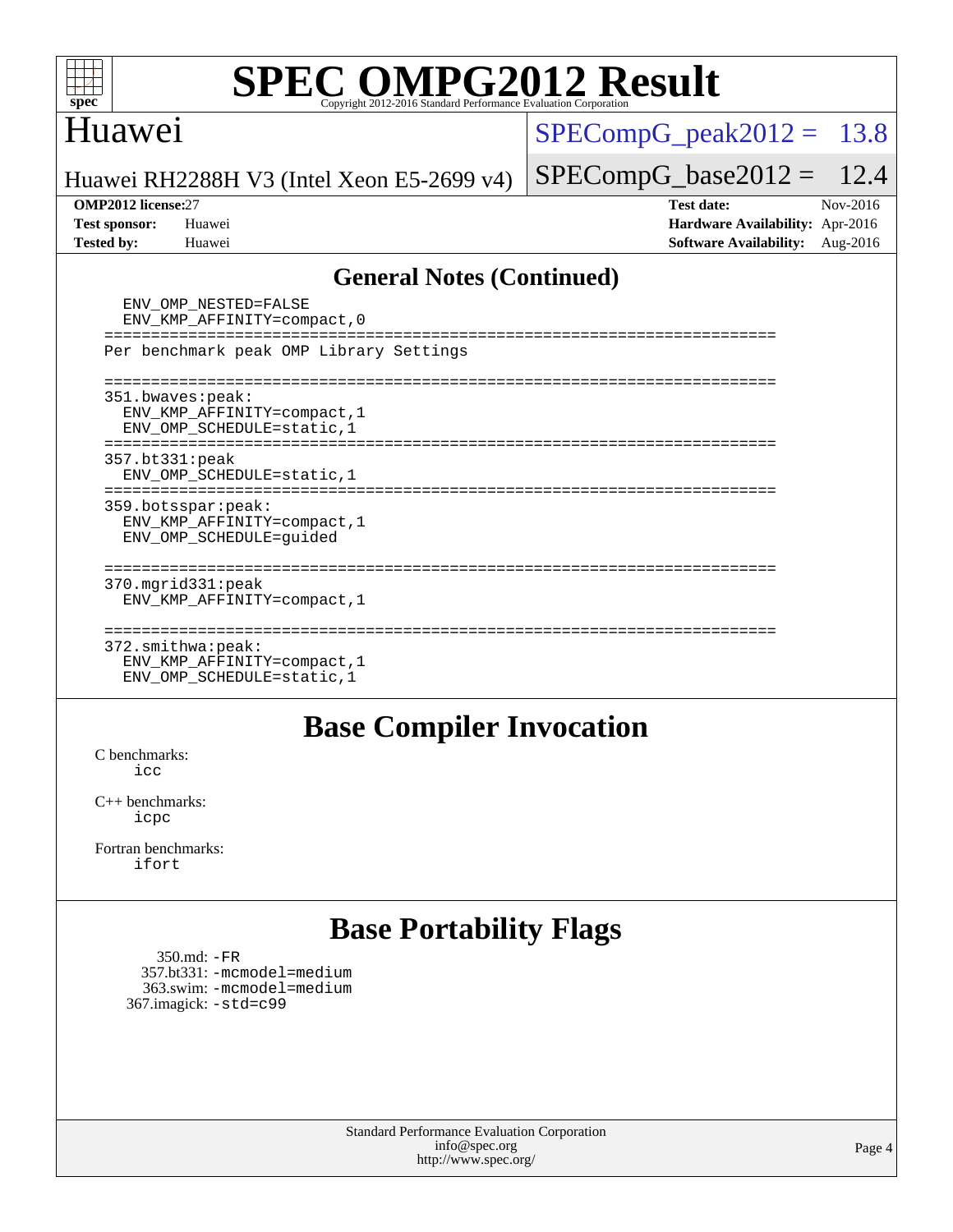## General Notes (Continued)

```
  ENV_OMP_NESTED=FALSE
  ENV_KMP_AFFINITY=compact,0
========================================================================
Per benchmark peak OMP Library Settings

========================================================================
351.bwaves:peak:
  ENV_KMP_AFFINITY=compact,1
  ENV_OMP_SCHEDULE=static,1
========================================================================
357.bt331:peak
  ENV_OMP_SCHEDULE=static,1
========================================================================
359.botsspar:peak:
  ENV_KMP_AFFINITY=compact,1
  ENV_OMP_SCHEDULE=guided

========================================================================
370.mgrid331:peak
  ENV_KMP_AFFINITY=compact,1

========================================================================
372.smithwa:peak:
  ENV_KMP_AFFINITY=compact,1
  ENV_OMP_SCHEDULE=static,1
```

## Base Compiler Invocation

C benchmarks:
`icc`

C++ benchmarks:
`icpc`

Fortran benchmarks:
`ifort`

## Base Portability Flags

350.md: `-FR`
357.bt331: `-mcmodel=medium`
363.swim: `-mcmodel=medium`
367.imagick: `-std=c99`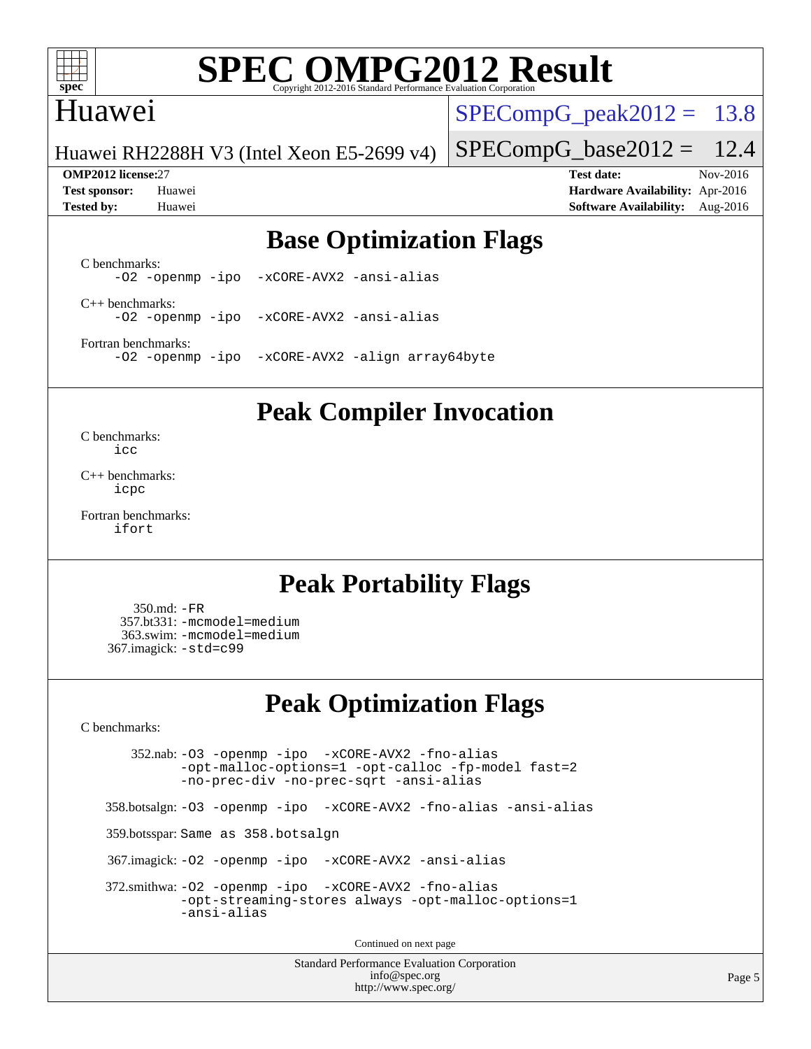# SPEC OMPG2012 Result

Copyright 2012-2016 Standard Performance Evaluation Corporation

## Huawei

Huawei RH2288H V3 (Intel Xeon E5-2699 v4)

SPECompG_peak2012 = 13.8

SPECompG_base2012 = 12.4

**OMP2012 license:** 27 **Test date:** Nov-2016

**Test sponsor:** Huawei **Hardware Availability:** Apr-2016

**Tested by:** Huawei **Software Availability:** Aug-2016

## Base Optimization Flags

C benchmarks:
`-O2 -openmp -ipo -xCORE-AVX2 -ansi-alias`

C++ benchmarks:
`-O2 -openmp -ipo -xCORE-AVX2 -ansi-alias`

Fortran benchmarks:
`-O2 -openmp -ipo -xCORE-AVX2 -align array64byte`

## Peak Compiler Invocation

C benchmarks:
`icc`

C++ benchmarks:
`icpc`

Fortran benchmarks:
`ifort`

## Peak Portability Flags

350.md: `-FR`
357.bt331: `-mcmodel=medium`
363.swim: `-mcmodel=medium`
367.imagick: `-std=c99`

## Peak Optimization Flags

C benchmarks:

352.nab: `-O3 -openmp -ipo -xCORE-AVX2 -fno-alias -opt-malloc-options=1 -opt-calloc -fp-model fast=2 -no-prec-div -no-prec-sqrt -ansi-alias`

358.botsalgn: `-O3 -openmp -ipo -xCORE-AVX2 -fno-alias -ansi-alias`

359.botsspar: Same as 358.botsalgn

367.imagick: `-O2 -openmp -ipo -xCORE-AVX2 -ansi-alias`

372.smithwa: `-O2 -openmp -ipo -xCORE-AVX2 -fno-alias -opt-streaming-stores always -opt-malloc-options=1 -ansi-alias`

Continued on next page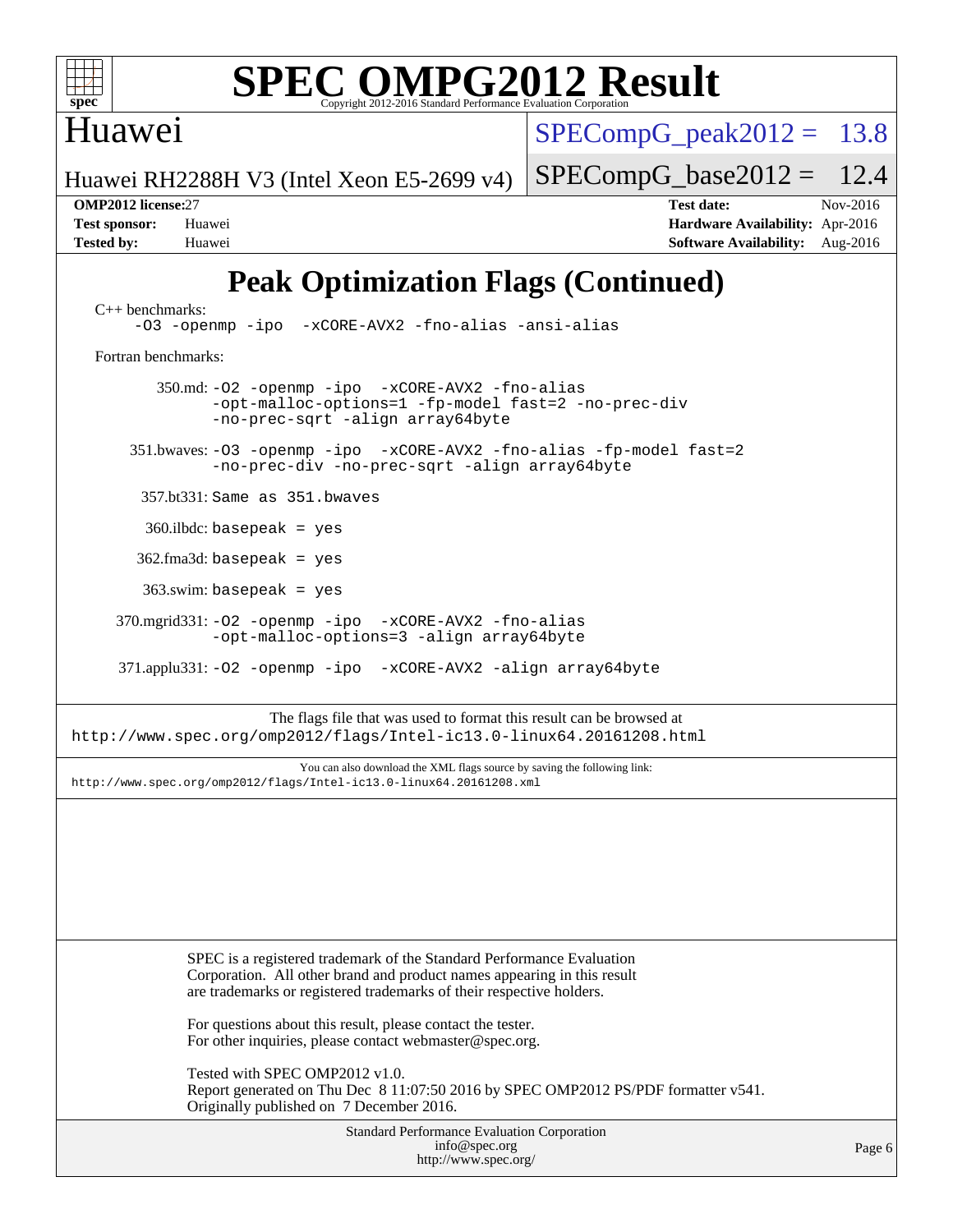# Peak Optimization Flags (Continued)

C++ benchmarks:

-O3 -openmp -ipo -xCORE-AVX2 -fno-alias -ansi-alias

Fortran benchmarks:

350.md: -O2 -openmp -ipo -xCORE-AVX2 -fno-alias -opt-malloc-options=1 -fp-model fast=2 -no-prec-div -no-prec-sqrt -align array64byte

351.bwaves: -O3 -openmp -ipo -xCORE-AVX2 -fno-alias -fp-model fast=2 -no-prec-div -no-prec-sqrt -align array64byte

357.bt331: Same as 351.bwaves

360.ilbdc: basepeak = yes

362.fma3d: basepeak = yes

363.swim: basepeak = yes

370.mgrid331: -O2 -openmp -ipo -xCORE-AVX2 -fno-alias -opt-malloc-options=3 -align array64byte

371.applu331: -O2 -openmp -ipo -xCORE-AVX2 -align array64byte

The flags file that was used to format this result can be browsed at
http://www.spec.org/omp2012/flags/Intel-ic13.0-linux64.20161208.html

You can also download the XML flags source by saving the following link:
http://www.spec.org/omp2012/flags/Intel-ic13.0-linux64.20161208.xml

SPEC is a registered trademark of the Standard Performance Evaluation Corporation. All other brand and product names appearing in this result are trademarks or registered trademarks of their respective holders.

For questions about this result, please contact the tester.
For other inquiries, please contact webmaster@spec.org.

Tested with SPEC OMP2012 v1.0.
Report generated on Thu Dec 8 11:07:50 2016 by SPEC OMP2012 PS/PDF formatter v541.
Originally published on 7 December 2016.